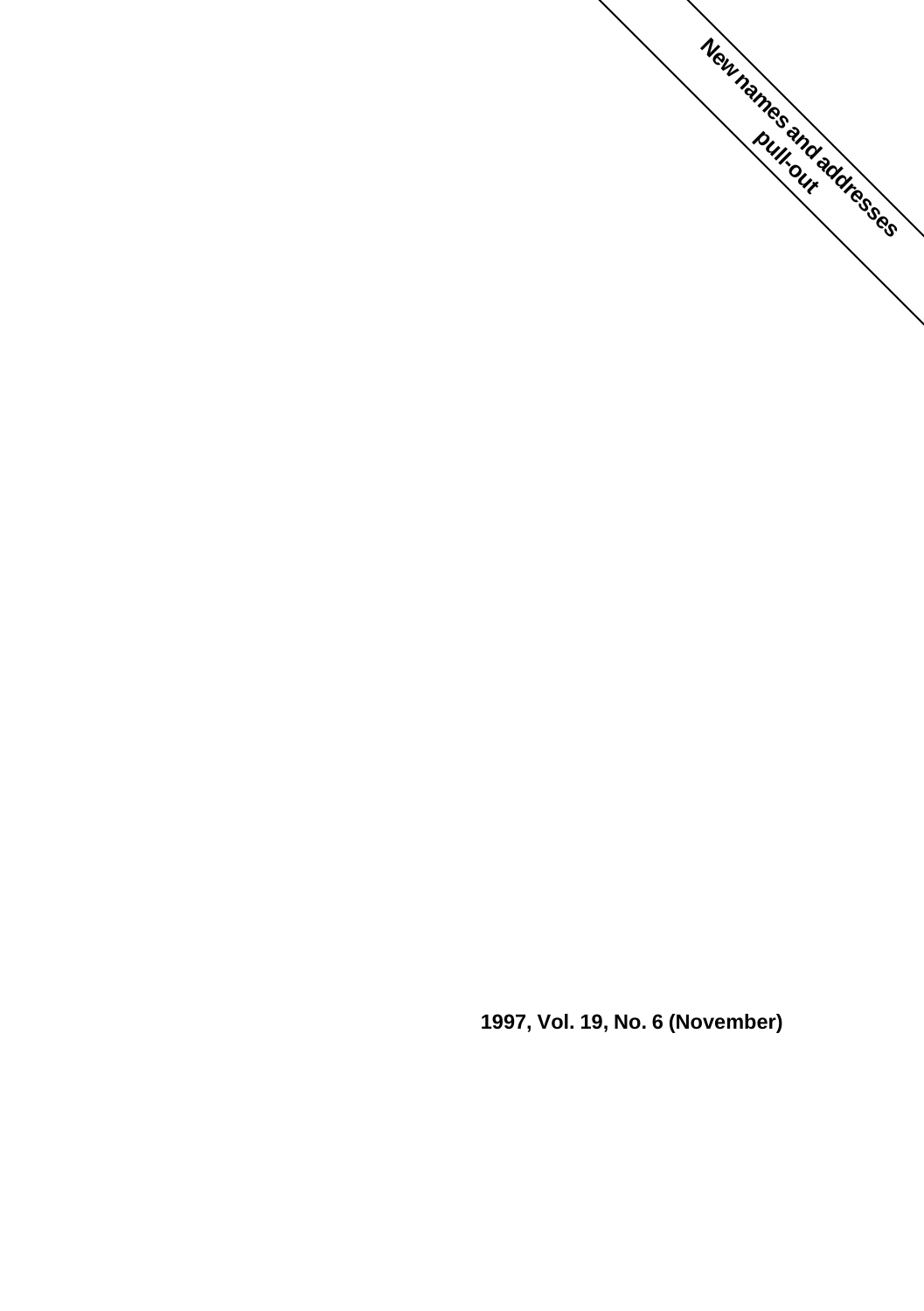**New names and addresses pull-out**

**1997, Vol. 19, No. 6 (November)**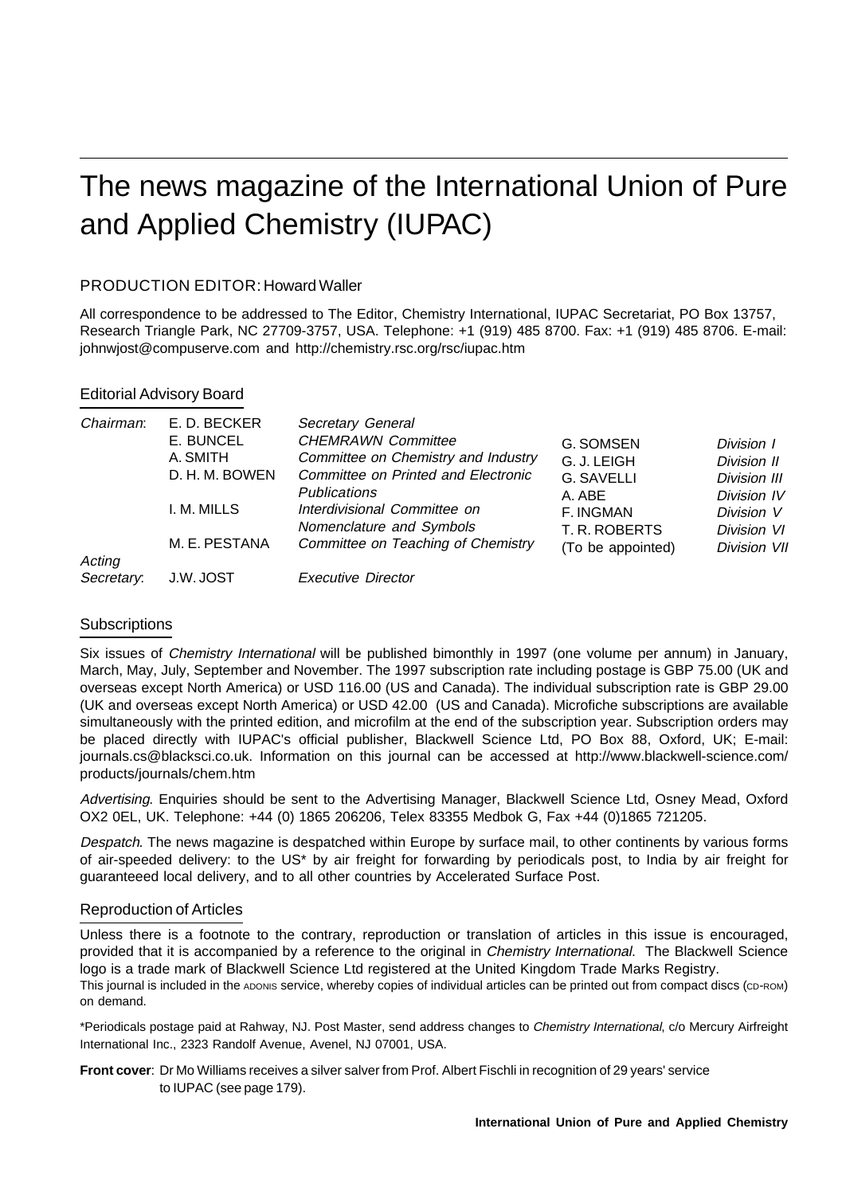# The news magazine of the International Union of Pure and Applied Chemistry (IUPAC)

PRODUCTION EDITOR: Howard Waller

All correspondence to be addressed to The Editor, Chemistry International, IUPAC Secretariat, PO Box 13757, Research Triangle Park, NC 27709-3757, USA. Telephone: +1 (919) 485 8700. Fax: +1 (919) 485 8706. E-mail: johnwjost@compuserve.com and http://chemistry.rsc.org/rsc/iupac.htm

## Editorial Advisory Board

| | | | | |
|---|---|---|---|---|
| *Chairman*: | E. D. BECKER | *Secretary General* | G. SOMSEN | *Division I* |
| | E. BUNCEL | *CHEMRAWN Committee* | G. J. LEIGH | *Division II* |
| | A. SMITH | *Committee on Chemistry and Industry* | G. SAVELLI | *Division III* |
| | D. H. M. BOWEN | *Committee on Printed and Electronic Publications* | A. ABE | *Division IV* |
| | I. M. MILLS | *Interdivisional Committee on Nomenclature and Symbols* | F. INGMAN | *Division V* |
| | M. E. PESTANA | *Committee on Teaching of Chemistry* | T. R. ROBERTS | *Division VI* |
| *Acting Secretary*: | J.W. JOST | *Executive Director* | (To be appointed) | *Division VII* |

## Subscriptions

Six issues of *Chemistry International* will be published bimonthly in 1997 (one volume per annum) in January, March, May, July, September and November. The 1997 subscription rate including postage is GBP 75.00 (UK and overseas except North America) or USD 116.00 (US and Canada). The individual subscription rate is GBP 29.00 (UK and overseas except North America) or USD 42.00 (US and Canada). Microfiche subscriptions are available simultaneously with the printed edition, and microfilm at the end of the subscription year. Subscription orders may be placed directly with IUPAC's official publisher, Blackwell Science Ltd, PO Box 88, Oxford, UK; E-mail: journals.cs@blacksci.co.uk. Information on this journal can be accessed at http://www.blackwell-science.com/products/journals/chem.htm

*Advertising*. Enquiries should be sent to the Advertising Manager, Blackwell Science Ltd, Osney Mead, Oxford OX2 0EL, UK. Telephone: +44 (0) 1865 206206, Telex 83355 Medbok G, Fax +44 (0)1865 721205.

*Despatch*. The news magazine is despatched within Europe by surface mail, to other continents by various forms of air-speeded delivery: to the US* by air freight for forwarding by periodicals post, to India by air freight for guaranteeed local delivery, and to all other countries by Accelerated Surface Post.

## Reproduction of Articles

Unless there is a footnote to the contrary, reproduction or translation of articles in this issue is encouraged, provided that it is accompanied by a reference to the original in *Chemistry International.* The Blackwell Science logo is a trade mark of Blackwell Science Ltd registered at the United Kingdom Trade Marks Registry.
This journal is included in the ADONIS service, whereby copies of individual articles can be printed out from compact discs (CD-ROM) on demand.

*Periodicals postage paid at Rahway, NJ. Post Master, send address changes to *Chemistry International*, c/o Mercury Airfreight International Inc., 2323 Randolf Avenue, Avenel, NJ 07001, USA.

**Front cover**: Dr Mo Williams receives a silver salver from Prof. Albert Fischli in recognition of 29 years' service to IUPAC (see page 179).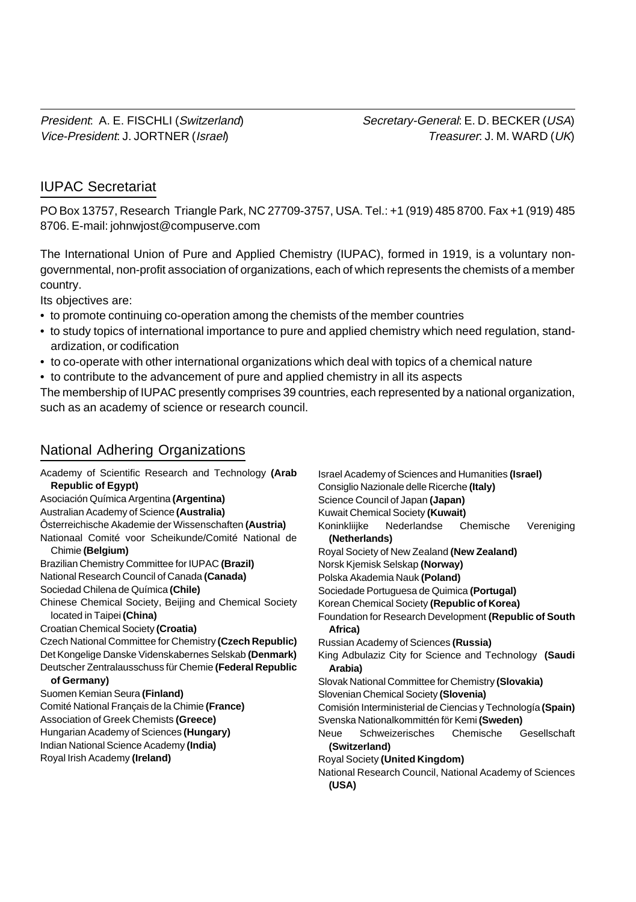*President*: A. E. FISCHLI (*Switzerland*)
*Vice-President*: J. JORTNER (*Israel*)
*Secretary-General*: E. D. BECKER (*USA*)
*Treasurer*: J. M. WARD (*UK*)

## IUPAC Secretariat

PO Box 13757, Research Triangle Park, NC 27709-3757, USA. Tel.: +1 (919) 485 8700. Fax +1 (919) 485 8706. E-mail: johnwjost@compuserve.com

The International Union of Pure and Applied Chemistry (IUPAC), formed in 1919, is a voluntary non-governmental, non-profit association of organizations, each of which represents the chemists of a member country.

Its objectives are:

- to promote continuing co-operation among the chemists of the member countries
- to study topics of international importance to pure and applied chemistry which need regulation, standardization, or codification
- to co-operate with other international organizations which deal with topics of a chemical nature
- to contribute to the advancement of pure and applied chemistry in all its aspects

The membership of IUPAC presently comprises 39 countries, each represented by a national organization, such as an academy of science or research council.

## National Adhering Organizations

Academy of Scientific Research and Technology **(Arab Republic of Egypt)**
Asociación Química Argentina **(Argentina)**
Australian Academy of Science **(Australia)**
Ôsterreichische Akademie der Wissenschaften **(Austria)**
Nationaal Comité voor Scheikunde/Comité National de Chimie **(Belgium)**
Brazilian Chemistry Committee for IUPAC **(Brazil)**
National Research Council of Canada **(Canada)**
Sociedad Chilena de Química **(Chile)**
Chinese Chemical Society, Beijing and Chemical Society located in Taipei **(China)**
Croatian Chemical Society **(Croatia)**
Czech National Committee for Chemistry **(Czech Republic)**
Det Kongelige Danske Videnskabernes Selskab **(Denmark)**
Deutscher Zentralausschuss für Chemie **(Federal Republic of Germany)**
Suomen Kemian Seura **(Finland)**
Comité National Français de la Chimie **(France)**
Association of Greek Chemists **(Greece)**
Hungarian Academy of Sciences **(Hungary)**
Indian National Science Academy **(India)**
Royal Irish Academy **(Ireland)**
Israel Academy of Sciences and Humanities **(Israel)**
Consiglio Nazionale delle Ricerche **(Italy)**
Science Council of Japan **(Japan)**
Kuwait Chemical Society **(Kuwait)**
Koninklijke Nederlandse Chemische Vereniging **(Netherlands)**
Royal Society of New Zealand **(New Zealand)**
Norsk Kjemisk Selskap **(Norway)**
Polska Akademia Nauk **(Poland)**
Sociedade Portuguesa de Quimica **(Portugal)**
Korean Chemical Society **(Republic of Korea)**
Foundation for Research Development **(Republic of South Africa)**
Russian Academy of Sciences **(Russia)**
King Adbulaziz City for Science and Technology **(Saudi Arabia)**
Slovak National Committee for Chemistry **(Slovakia)**
Slovenian Chemical Society **(Slovenia)**
Comisión Interministerial de Ciencias y Technología **(Spain)**
Svenska Nationalkommittén för Kemi **(Sweden)**
Neue Schweizerisches Chemische Gesellschaft **(Switzerland)**
Royal Society **(United Kingdom)**
National Research Council, National Academy of Sciences **(USA)**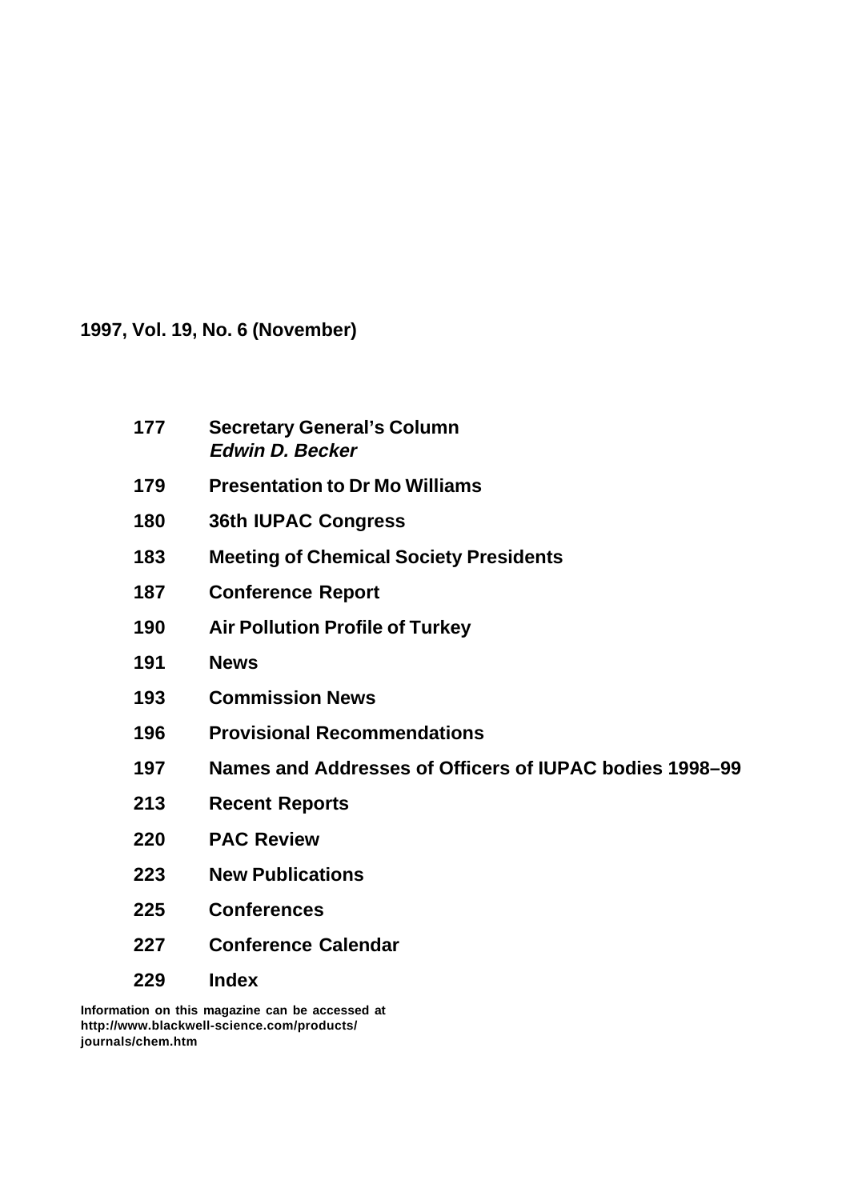**1997, Vol. 19, No. 6 (November)**

| | |
|---|---|
| **177** | **Secretary General's Column**<br>***Edwin D. Becker*** |
| **179** | **Presentation to Dr Mo Williams** |
| **180** | **36th IUPAC Congress** |
| **183** | **Meeting of Chemical Society Presidents** |
| **187** | **Conference Report** |
| **190** | **Air Pollution Profile of Turkey** |
| **191** | **News** |
| **193** | **Commission News** |
| **196** | **Provisional Recommendations** |
| **197** | **Names and Addresses of Officers of IUPAC bodies 1998–99** |
| **213** | **Recent Reports** |
| **220** | **PAC Review** |
| **223** | **New Publications** |
| **225** | **Conferences** |
| **227** | **Conference Calendar** |
| **229** | **Index** |

**Information on this magazine can be accessed at http://www.blackwell-science.com/products/journals/chem.htm**